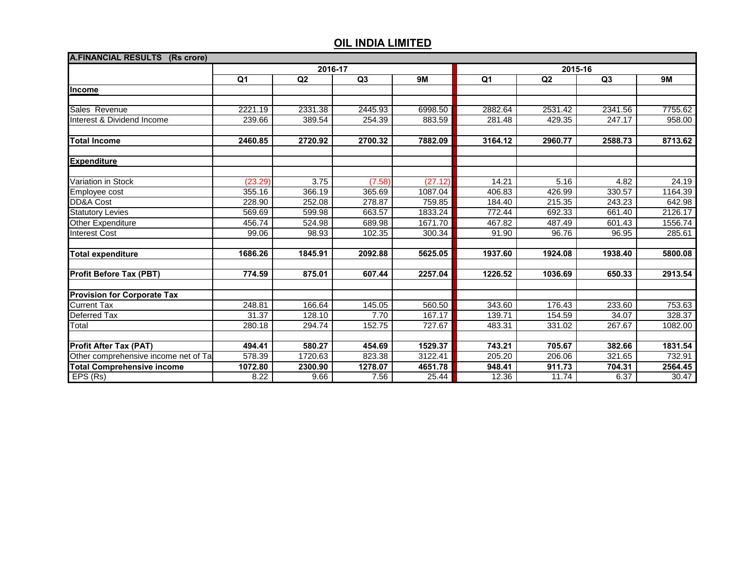# OIL INDIA LIMITED

| A.FINANCIAL RESULTS (Rs crore) | | | | | | | | |
|---|---|---|---|---|---|---|---|---|
| | 2016-17 | | | | 2015-16 | | | |
| | Q1 | Q2 | Q3 | 9M | Q1 | Q2 | Q3 | 9M |
| **Income** | | | | | | | | |
| | | | | | | | | |
| Sales Revenue | 2221.19 | 2331.38 | 2445.93 | 6998.50 | 2882.64 | 2531.42 | 2341.56 | 7755.62 |
| Interest & Dividend Income | 239.66 | 389.54 | 254.39 | 883.59 | 281.48 | 429.35 | 247.17 | 958.00 |
| | | | | | | | | |
| **Total Income** | **2460.85** | **2720.92** | **2700.32** | **7882.09** | **3164.12** | **2960.77** | **2588.73** | **8713.62** |
| | | | | | | | | |
| **Expenditure** | | | | | | | | |
| | | | | | | | | |
| Variation in Stock | (23.29) | 3.75 | (7.58) | (27.12) | 14.21 | 5.16 | 4.82 | 24.19 |
| Employee cost | 355.16 | 366.19 | 365.69 | 1087.04 | 406.83 | 426.99 | 330.57 | 1164.39 |
| DD&A Cost | 228.90 | 252.08 | 278.87 | 759.85 | 184.40 | 215.35 | 243.23 | 642.98 |
| Statutory Levies | 569.69 | 599.98 | 663.57 | 1833.24 | 772.44 | 692.33 | 661.40 | 2126.17 |
| Other Expenditure | 456.74 | 524.98 | 689.98 | 1671.70 | 467.82 | 487.49 | 601.43 | 1556.74 |
| Interest Cost | 99.06 | 98.93 | 102.35 | 300.34 | 91.90 | 96.76 | 96.95 | 285.61 |
| | | | | | | | | |
| **Total expenditure** | **1686.26** | **1845.91** | **2092.88** | **5625.05** | **1937.60** | **1924.08** | **1938.40** | **5800.08** |
| | | | | | | | | |
| **Profit Before Tax (PBT)** | **774.59** | **875.01** | **607.44** | **2257.04** | **1226.52** | **1036.69** | **650.33** | **2913.54** |
| | | | | | | | | |
| **Provision for Corporate Tax** | | | | | | | | |
| Current Tax | 248.81 | 166.64 | 145.05 | 560.50 | 343.60 | 176.43 | 233.60 | 753.63 |
| Deferred Tax | 31.37 | 128.10 | 7.70 | 167.17 | 139.71 | 154.59 | 34.07 | 328.37 |
| Total | 280.18 | 294.74 | 152.75 | 727.67 | 483.31 | 331.02 | 267.67 | 1082.00 |
| | | | | | | | | |
| **Profit After Tax (PAT)** | **494.41** | **580.27** | **454.69** | **1529.37** | **743.21** | **705.67** | **382.66** | **1831.54** |
| Other comprehensive income net of Ta | 578.39 | 1720.63 | 823.38 | 3122.41 | 205.20 | 206.06 | 321.65 | 732.91 |
| **Total Comprehensive income** | **1072.80** | **2300.90** | **1278.07** | **4651.78** | **948.41** | **911.73** | **704.31** | **2564.45** |
| EPS (Rs) | 8.22 | 9.66 | 7.56 | 25.44 | 12.36 | 11.74 | 6.37 | 30.47 |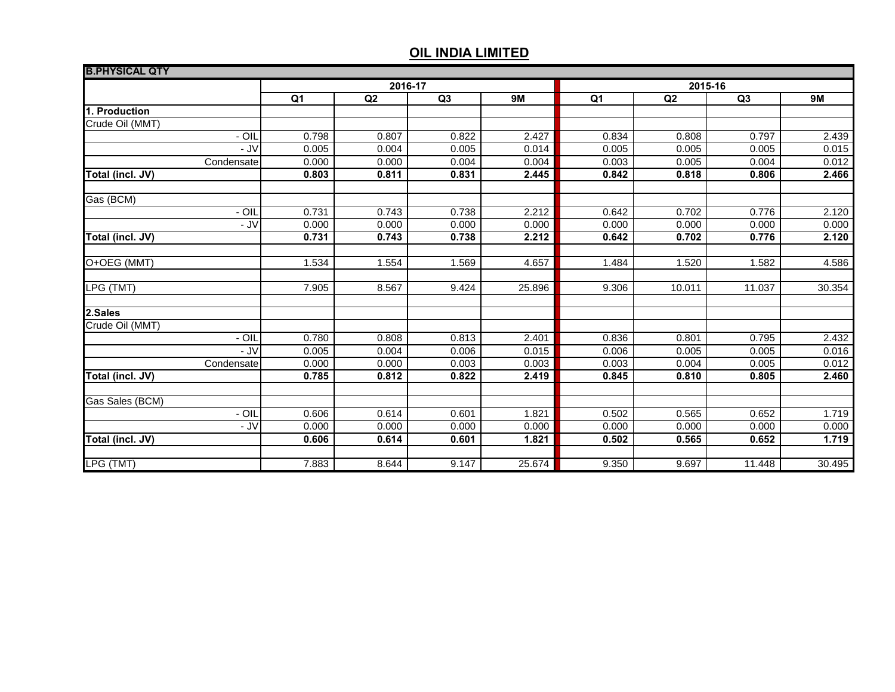# OIL INDIA LIMITED

| B.PHYSICAL QTY | | | | | | | | |
|---|---|---|---|---|---|---|---|---|
| | 2016-17 | | | | 2015-16 | | | |
| | Q1 | Q2 | Q3 | 9M | Q1 | Q2 | Q3 | 9M |
| **1. Production** | | | | | | | | |
| Crude Oil (MMT) | | | | | | | | |
| - OIL | 0.798 | 0.807 | 0.822 | 2.427 | 0.834 | 0.808 | 0.797 | 2.439 |
| - JV | 0.005 | 0.004 | 0.005 | 0.014 | 0.005 | 0.005 | 0.005 | 0.015 |
| Condensate | 0.000 | 0.000 | 0.004 | 0.004 | 0.003 | 0.005 | 0.004 | 0.012 |
| **Total (incl. JV)** | **0.803** | **0.811** | **0.831** | **2.445** | **0.842** | **0.818** | **0.806** | **2.466** |
| | | | | | | | | |
| Gas (BCM) | | | | | | | | |
| - OIL | 0.731 | 0.743 | 0.738 | 2.212 | 0.642 | 0.702 | 0.776 | 2.120 |
| - JV | 0.000 | 0.000 | 0.000 | 0.000 | 0.000 | 0.000 | 0.000 | 0.000 |
| **Total (incl. JV)** | **0.731** | **0.743** | **0.738** | **2.212** | **0.642** | **0.702** | **0.776** | **2.120** |
| | | | | | | | | |
| O+OEG (MMT) | 1.534 | 1.554 | 1.569 | 4.657 | 1.484 | 1.520 | 1.582 | 4.586 |
| | | | | | | | | |
| LPG (TMT) | 7.905 | 8.567 | 9.424 | 25.896 | 9.306 | 10.011 | 11.037 | 30.354 |
| | | | | | | | | |
| **2.Sales** | | | | | | | | |
| Crude Oil (MMT) | | | | | | | | |
| - OIL | 0.780 | 0.808 | 0.813 | 2.401 | 0.836 | 0.801 | 0.795 | 2.432 |
| - JV | 0.005 | 0.004 | 0.006 | 0.015 | 0.006 | 0.005 | 0.005 | 0.016 |
| Condensate | 0.000 | 0.000 | 0.003 | 0.003 | 0.003 | 0.004 | 0.005 | 0.012 |
| **Total (incl. JV)** | **0.785** | **0.812** | **0.822** | **2.419** | **0.845** | **0.810** | **0.805** | **2.460** |
| | | | | | | | | |
| Gas Sales (BCM) | | | | | | | | |
| - OIL | 0.606 | 0.614 | 0.601 | 1.821 | 0.502 | 0.565 | 0.652 | 1.719 |
| - JV | 0.000 | 0.000 | 0.000 | 0.000 | 0.000 | 0.000 | 0.000 | 0.000 |
| **Total (incl. JV)** | **0.606** | **0.614** | **0.601** | **1.821** | **0.502** | **0.565** | **0.652** | **1.719** |
| | | | | | | | | |
| LPG (TMT) | 7.883 | 8.644 | 9.147 | 25.674 | 9.350 | 9.697 | 11.448 | 30.495 |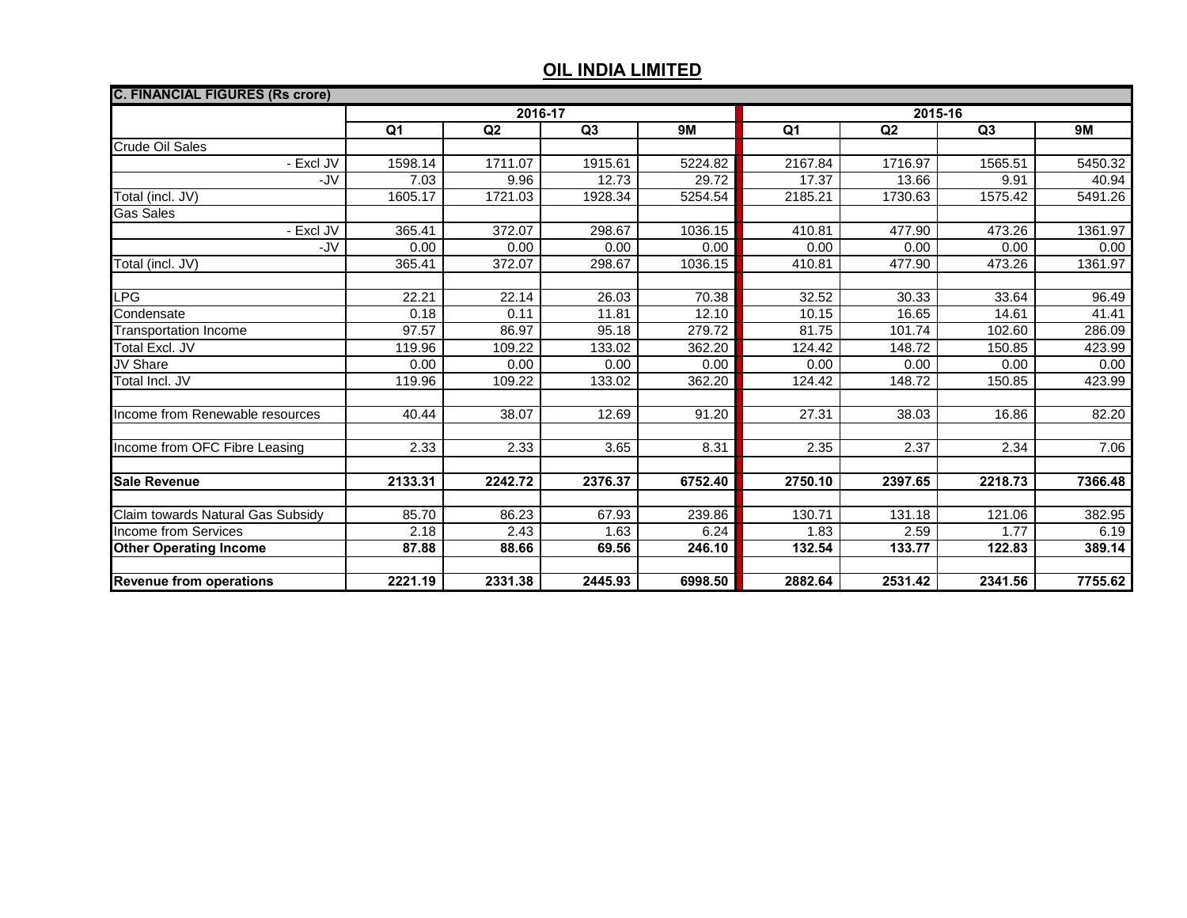# OIL INDIA LIMITED

| C. FINANCIAL FIGURES (Rs crore) | 2016-17 | | | | 2015-16 | | | |
|---|---|---|---|---|---|---|---|---|
| | Q1 | Q2 | Q3 | 9M | Q1 | Q2 | Q3 | 9M |
| Crude Oil Sales | | | | | | | | |
| - Excl JV | 1598.14 | 1711.07 | 1915.61 | 5224.82 | 2167.84 | 1716.97 | 1565.51 | 5450.32 |
| -JV | 7.03 | 9.96 | 12.73 | 29.72 | 17.37 | 13.66 | 9.91 | 40.94 |
| Total (incl. JV) | 1605.17 | 1721.03 | 1928.34 | 5254.54 | 2185.21 | 1730.63 | 1575.42 | 5491.26 |
| Gas Sales | | | | | | | | |
| - Excl JV | 365.41 | 372.07 | 298.67 | 1036.15 | 410.81 | 477.90 | 473.26 | 1361.97 |
| -JV | 0.00 | 0.00 | 0.00 | 0.00 | 0.00 | 0.00 | 0.00 | 0.00 |
| Total (incl. JV) | 365.41 | 372.07 | 298.67 | 1036.15 | 410.81 | 477.90 | 473.26 | 1361.97 |
| | | | | | | | | |
| LPG | 22.21 | 22.14 | 26.03 | 70.38 | 32.52 | 30.33 | 33.64 | 96.49 |
| Condensate | 0.18 | 0.11 | 11.81 | 12.10 | 10.15 | 16.65 | 14.61 | 41.41 |
| Transportation Income | 97.57 | 86.97 | 95.18 | 279.72 | 81.75 | 101.74 | 102.60 | 286.09 |
| Total Excl. JV | 119.96 | 109.22 | 133.02 | 362.20 | 124.42 | 148.72 | 150.85 | 423.99 |
| JV Share | 0.00 | 0.00 | 0.00 | 0.00 | 0.00 | 0.00 | 0.00 | 0.00 |
| Total Incl. JV | 119.96 | 109.22 | 133.02 | 362.20 | 124.42 | 148.72 | 150.85 | 423.99 |
| | | | | | | | | |
| Income from Renewable resources | 40.44 | 38.07 | 12.69 | 91.20 | 27.31 | 38.03 | 16.86 | 82.20 |
| | | | | | | | | |
| Income from OFC Fibre Leasing | 2.33 | 2.33 | 3.65 | 8.31 | 2.35 | 2.37 | 2.34 | 7.06 |
| | | | | | | | | |
| **Sale Revenue** | **2133.31** | **2242.72** | **2376.37** | **6752.40** | **2750.10** | **2397.65** | **2218.73** | **7366.48** |
| | | | | | | | | |
| Claim towards Natural Gas Subsidy | 85.70 | 86.23 | 67.93 | 239.86 | 130.71 | 131.18 | 121.06 | 382.95 |
| Income from Services | 2.18 | 2.43 | 1.63 | 6.24 | 1.83 | 2.59 | 1.77 | 6.19 |
| **Other Operating Income** | **87.88** | **88.66** | **69.56** | **246.10** | **132.54** | **133.77** | **122.83** | **389.14** |
| | | | | | | | | |
| **Revenue from operations** | **2221.19** | **2331.38** | **2445.93** | **6998.50** | **2882.64** | **2531.42** | **2341.56** | **7755.62** |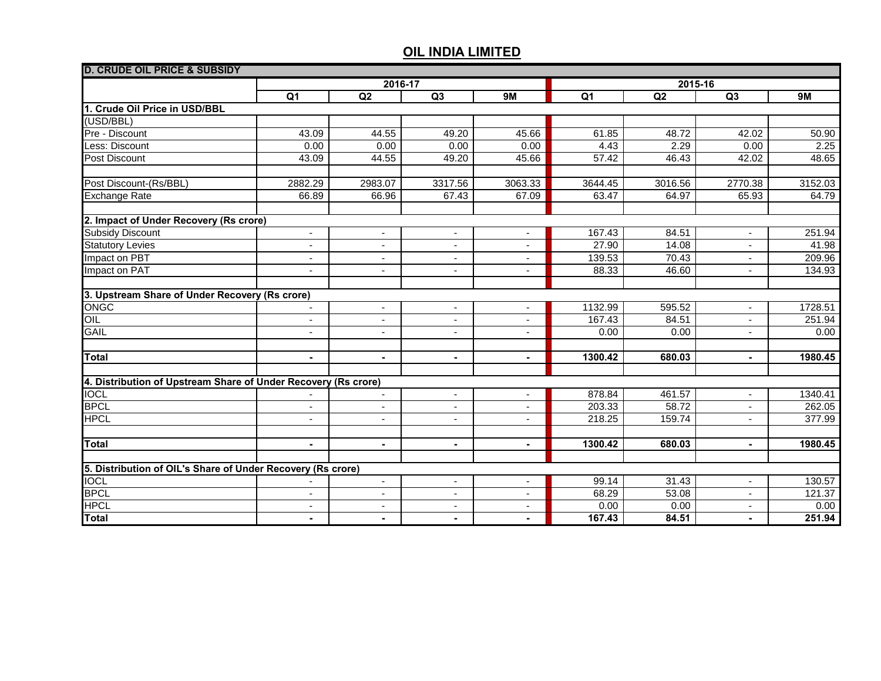# OIL INDIA LIMITED

| D. CRUDE OIL PRICE & SUBSIDY | | | | | | | | |
|---|---|---|---|---|---|---|---|---|
| | 2016-17 | | | | 2015-16 | | | |
| | Q1 | Q2 | Q3 | 9M | Q1 | Q2 | Q3 | 9M |
| **1. Crude Oil Price in USD/BBL** | | | | | | | | |
| (USD/BBL) | | | | | | | | |
| Pre - Discount | 43.09 | 44.55 | 49.20 | 45.66 | 61.85 | 48.72 | 42.02 | 50.90 |
| Less: Discount | 0.00 | 0.00 | 0.00 | 0.00 | 4.43 | 2.29 | 0.00 | 2.25 |
| Post Discount | 43.09 | 44.55 | 49.20 | 45.66 | 57.42 | 46.43 | 42.02 | 48.65 |
| | | | | | | | | |
| Post Discount-(Rs/BBL) | 2882.29 | 2983.07 | 3317.56 | 3063.33 | 3644.45 | 3016.56 | 2770.38 | 3152.03 |
| Exchange Rate | 66.89 | 66.96 | 67.43 | 67.09 | 63.47 | 64.97 | 65.93 | 64.79 |
| | | | | | | | | |
| **2. Impact of Under Recovery (Rs crore)** | | | | | | | | |
| Subsidy Discount | - | - | - | - | 167.43 | 84.51 | - | 251.94 |
| Statutory Levies | - | - | - | - | 27.90 | 14.08 | - | 41.98 |
| Impact on PBT | - | - | - | - | 139.53 | 70.43 | - | 209.96 |
| Impact on PAT | - | - | - | - | 88.33 | 46.60 | - | 134.93 |
| | | | | | | | | |
| **3. Upstream Share of Under Recovery (Rs crore)** | | | | | | | | |
| ONGC | - | - | - | - | 1132.99 | 595.52 | - | 1728.51 |
| OIL | - | - | - | - | 167.43 | 84.51 | - | 251.94 |
| GAIL | - | - | - | - | 0.00 | 0.00 | - | 0.00 |
| | | | | | | | | |
| **Total** | **-** | **-** | **-** | **-** | **1300.42** | **680.03** | **-** | **1980.45** |
| | | | | | | | | |
| **4. Distribution of Upstream Share of Under Recovery (Rs crore)** | | | | | | | | |
| IOCL | - | - | - | - | 878.84 | 461.57 | - | 1340.41 |
| BPCL | - | - | - | - | 203.33 | 58.72 | - | 262.05 |
| HPCL | - | - | - | - | 218.25 | 159.74 | - | 377.99 |
| | | | | | | | | |
| **Total** | **-** | **-** | **-** | **-** | **1300.42** | **680.03** | **-** | **1980.45** |
| | | | | | | | | |
| **5. Distribution of OIL's Share of Under Recovery (Rs crore)** | | | | | | | | |
| IOCL | - | - | - | - | 99.14 | 31.43 | - | 130.57 |
| BPCL | - | - | - | - | 68.29 | 53.08 | - | 121.37 |
| HPCL | - | - | - | - | 0.00 | 0.00 | - | 0.00 |
| **Total** | **-** | **-** | **-** | **-** | **167.43** | **84.51** | **-** | **251.94** |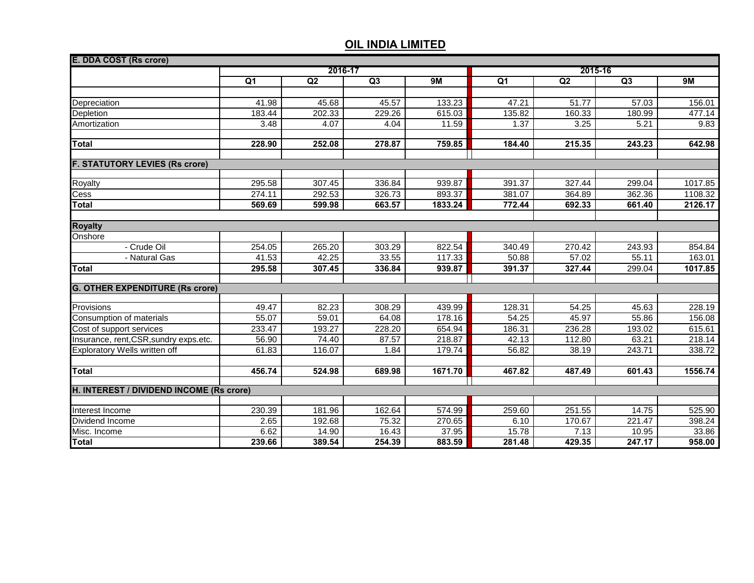## OIL INDIA LIMITED

| E. DDA COST (Rs crore) | | | | | | | | |
|---|---|---|---|---|---|---|---|---|
| | 2016-17 | | | | 2015-16 | | | |
| | Q1 | Q2 | Q3 | 9M | Q1 | Q2 | Q3 | 9M |
| Depreciation | 41.98 | 45.68 | 45.57 | 133.23 | 47.21 | 51.77 | 57.03 | 156.01 |
| Depletion | 183.44 | 202.33 | 229.26 | 615.03 | 135.82 | 160.33 | 180.99 | 477.14 |
| Amortization | 3.48 | 4.07 | 4.04 | 11.59 | 1.37 | 3.25 | 5.21 | 9.83 |
| **Total** | **228.90** | **252.08** | **278.87** | **759.85** | **184.40** | **215.35** | **243.23** | **642.98** |
| **F. STATUTORY LEVIES (Rs crore)** | | | | | | | | |
| Royalty | 295.58 | 307.45 | 336.84 | 939.87 | 391.37 | 327.44 | 299.04 | 1017.85 |
| Cess | 274.11 | 292.53 | 326.73 | 893.37 | 381.07 | 364.89 | 362.36 | 1108.32 |
| **Total** | **569.69** | **599.98** | **663.57** | **1833.24** | **772.44** | **692.33** | **661.40** | **2126.17** |
| **Royalty** | | | | | | | | |
| Onshore | | | | | | | | |
| - Crude Oil | 254.05 | 265.20 | 303.29 | 822.54 | 340.49 | 270.42 | 243.93 | 854.84 |
| - Natural Gas | 41.53 | 42.25 | 33.55 | 117.33 | 50.88 | 57.02 | 55.11 | 163.01 |
| **Total** | **295.58** | **307.45** | **336.84** | **939.87** | **391.37** | **327.44** | 299.04 | **1017.85** |
| **G. OTHER EXPENDITURE (Rs crore)** | | | | | | | | |
| Provisions | 49.47 | 82.23 | 308.29 | 439.99 | 128.31 | 54.25 | 45.63 | 228.19 |
| Consumption of materials | 55.07 | 59.01 | 64.08 | 178.16 | 54.25 | 45.97 | 55.86 | 156.08 |
| Cost of support services | 233.47 | 193.27 | 228.20 | 654.94 | 186.31 | 236.28 | 193.02 | 615.61 |
| Insurance, rent,CSR,sundry exps.etc. | 56.90 | 74.40 | 87.57 | 218.87 | 42.13 | 112.80 | 63.21 | 218.14 |
| Exploratory Wells written off | 61.83 | 116.07 | 1.84 | 179.74 | 56.82 | 38.19 | 243.71 | 338.72 |
| **Total** | **456.74** | **524.98** | **689.98** | **1671.70** | **467.82** | **487.49** | **601.43** | **1556.74** |
| **H. INTEREST / DIVIDEND INCOME (Rs crore)** | | | | | | | | |
| Interest Income | 230.39 | 181.96 | 162.64 | 574.99 | 259.60 | 251.55 | 14.75 | 525.90 |
| Dividend Income | 2.65 | 192.68 | 75.32 | 270.65 | 6.10 | 170.67 | 221.47 | 398.24 |
| Misc. Income | 6.62 | 14.90 | 16.43 | 37.95 | 15.78 | 7.13 | 10.95 | 33.86 |
| **Total** | **239.66** | **389.54** | **254.39** | **883.59** | **281.48** | **429.35** | **247.17** | **958.00** |